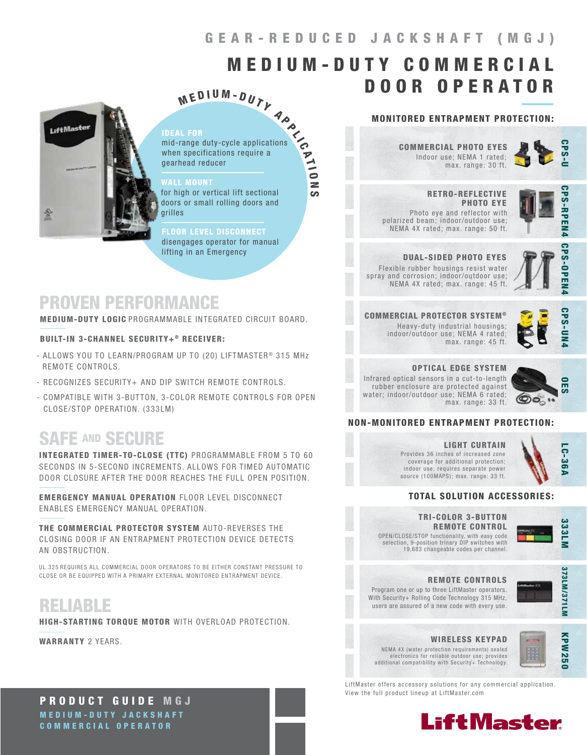GEAR-REDUCED JACKSHAFT (MGJ)

# MEDIUM-DUTY COMMERCIAL DOOR OPERATOR

MEDIUM-DUTY APPLICATIONS

**IDEAL FOR**
mid-range duty-cycle applications when specifications require a gearhead reducer

**WALL MOUNT**
for high or vertical lift sectional doors or small rolling doors and grilles

**FLOOR LEVEL DISCONNECT**
disengages operator for manual lifting in an Emergency

## PROVEN PERFORMANCE

**MEDIUM-DUTY LOGIC** PROGRAMMABLE INTEGRATED CIRCUIT BOARD.

**BUILT-IN 3-CHANNEL SECURITY+® RECEIVER:**

- ALLOWS YOU TO LEARN/PROGRAM UP TO (20) LIFTMASTER® 315 MHz REMOTE CONTROLS.
- RECOGNIZES SECURITY+ AND DIP SWITCH REMOTE CONTROLS.
- COMPATIBLE WITH 3-BUTTON, 3-COLOR REMOTE CONTROLS FOR OPEN CLOSE/STOP OPERATION. (333LM)

## SAFE AND SECURE

**INTEGRATED TIMER-TO-CLOSE (TTC)** PROGRAMMABLE FROM 5 TO 60 SECONDS IN 5-SECOND INCREMENTS. ALLOWS FOR TIMED AUTOMATIC DOOR CLOSURE AFTER THE DOOR REACHES THE FULL OPEN POSITION.

**EMERGENCY MANUAL OPERATION** FLOOR LEVEL DISCONNECT ENABLES EMERGENCY MANUAL OPERATION.

**THE COMMERCIAL PROTECTOR SYSTEM** AUTO-REVERSES THE CLOSING DOOR IF AN ENTRAPMENT PROTECTION DEVICE DETECTS AN OBSTRUCTION.

UL 325 REQUIRES ALL COMMERCIAL DOOR OPERATORS TO BE EITHER CONSTANT PRESSURE TO CLOSE OR BE EQUIPPED WITH A PRIMARY EXTERNAL MONITORED ENTRAPMENT DEVICE.

## RELIABLE

**HIGH-STARTING TORQUE MOTOR** WITH OVERLOAD PROTECTION.

**WARRANTY** 2 YEARS.

## MONITORED ENTRAPMENT PROTECTION:

**COMMERCIAL PHOTO EYES** — CPS-U
Indoor use; NEMA 1 rated; max. range: 30 ft.

**RETRO-REFLECTIVE PHOTO EYE** — CPS-RPEN4
Photo eye and reflector with polarized beam; indoor/outdoor use; NEMA 4X rated; max. range: 50 ft.

**DUAL-SIDED PHOTO EYES** — CPS-OPEN4
Flexible rubber housings resist water spray and corrosion; indoor/outdoor use; NEMA 4X rated; max. range: 45 ft.

**COMMERCIAL PROTECTOR SYSTEM®** — CPS-UN4
Heavy-duty industrial housings; indoor/outdoor use; NEMA 4 rated; max. range: 45 ft.

**OPTICAL EDGE SYSTEM** — OES
Infrared optical sensors in a cut-to-length rubber enclosure are protected against water; indoor/outdoor use; NEMA 6 rated; max. range: 33 ft.

## NON-MONITORED ENTRAPMENT PROTECTION:

**LIGHT CURTAIN** — LC-36A
Provides 36 inches of increased zone coverage for additional protection; indoor use; requires separate power source (100MAPS); max. range: 33 ft.

## TOTAL SOLUTION ACCESSORIES:

**TRI-COLOR 3-BUTTON REMOTE CONTROL** — 333LM
OPEN/CLOSE/STOP functionality, with easy code selection, 9-position trinary DIP switches with 19,683 changeable codes per channel.

**REMOTE CONTROLS** — 373LM/371LM
Program one or up to three LiftMaster operators. With Security+ Rolling Code Technology 315 MHz, users are assured of a new code with every use.

**WIRELESS KEYPAD** — KPW250
NEMA 4X (water protection requirements) sealed electronics for reliable outdoor use; provides additional compatibility with Security+ Technology.

LiftMaster offers accessory solutions for any commercial application. View the full product lineup at LiftMaster.com

**PRODUCT GUIDE MGJ**
MEDIUM-DUTY JACKSHAFT COMMERCIAL OPERATOR

LiftMaster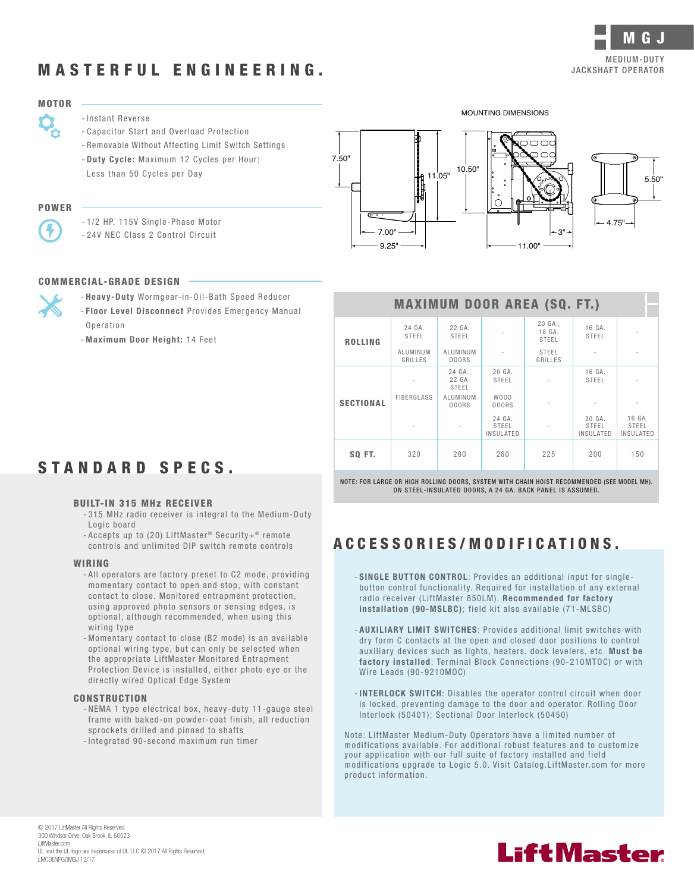# MASTERFUL ENGINEERING.

## MOTOR

- Instant Reverse
- Capacitor Start and Overload Protection
- Removable Without Affecting Limit Switch Settings
- **Duty Cycle:** Maximum 12 Cycles per Hour; Less than 50 Cycles per Day

## POWER

- 1/2 HP, 115V Single-Phase Motor
- 24V NEC Class 2 Control Circuit

MOUNTING DIMENSIONS

7.50"
11.05"
7.00"
9.25"
10.50"
3"
11.00"
5.50"
4.75"

## COMMERCIAL-GRADE DESIGN

- **Heavy-Duty** Wormgear-in-Oil-Bath Speed Reducer
- **Floor Level Disconnect** Provides Emergency Manual Operation
- **Maximum Door Height:** 14 Feet

## MAXIMUM DOOR AREA (SQ. FT.)

| | | | | | | |
|---|---|---|---|---|---|---|
| **ROLLING** | 24 GA. STEEL | 22 GA. STEEL | - | 20 GA., 18 GA. STEEL | 16 GA. STEEL | - |
| | ALUMINUM GRILLES | ALUMINUM DOORS | - | STEEL GRILLES | - | - |
| **SECTIONAL** | - | 24 GA., 22 GA. STEEL | 20 GA. STEEL | - | 16 GA. STEEL | - |
| | FIBERGLASS | ALUMINUM DOORS | WOOD DOORS | - | - | - |
| | - | - | 24 GA. STEEL INSULATED | - | 20 GA. STEEL INSULATED | 16 GA. STEEL INSULATED |
| **SQ FT.** | 320 | 280 | 260 | 225 | 200 | 150 |

NOTE: FOR LARGE OR HIGH ROLLING DOORS, SYSTEM WITH CHAIN HOIST RECOMMENDED (SEE MODEL MH). ON STEEL-INSULATED DOORS, A 24 GA. BACK PANEL IS ASSUMED.

# STANDARD SPECS.

### BUILT-IN 315 MHz RECEIVER

- 315 MHz radio receiver is integral to the Medium-Duty Logic board
- Accepts up to (20) LiftMaster® Security+® remote controls and unlimited DIP switch remote controls

### WIRING

- All operators are factory preset to C2 mode, providing momentary contact to open and stop, with constant contact to close. Monitored entrapment protection, using approved photo sensors or sensing edges, is optional, although recommended, when using this wiring type
- Momentary contact to close (B2 mode) is an available optional wiring type, but can only be selected when the appropriate LiftMaster Monitored Entrapment Protection Device is installed, either photo eye or the directly wired Optical Edge System

### CONSTRUCTION

- NEMA 1 type electrical box, heavy-duty 11-gauge steel frame with baked-on powder-coat finish, all reduction sprockets drilled and pinned to shafts
- Integrated 90-second maximum run timer

# ACCESSORIES/MODIFICATIONS.

- **SINGLE BUTTON CONTROL**: Provides an additional input for single-button control functionality. Required for installation of any external radio receiver (LiftMaster 850LM). **Recommended for factory installation (90-MSLBC)**; field kit also available (71-MLSBC)
- **AUXILIARY LIMIT SWITCHES**: Provides additional limit switches with dry form C contacts at the open and closed door positions to control auxiliary devices such as lights, heaters, dock levelers, etc. **Must be factory installed**; Terminal Block Connections (90-210MTOC) or with Wire Leads (90-9210MOC)
- **INTERLOCK SWITCH**: Disables the operator control circuit when door is locked, preventing damage to the door and operator. Rolling Door Interlock (50401); Sectional Door Interlock (50450)

Note: LiftMaster Medium-Duty Operators have a limited number of modifications available. For additional robust features and to customize your application with our full suite of factory installed and field modifications upgrade to Logic 5.0. Visit Catalog.LiftMaster.com for more product information.

© 2017 LiftMaster All Rights Reserved
300 Windsor Drive, Oak Brook, IL 60523
LiftMaster.com
UL and the UL logo are trademarks of UL LLC © 2017 All Rights Reserved.
LMCDENPGDMGJ 12/17

LiftMaster